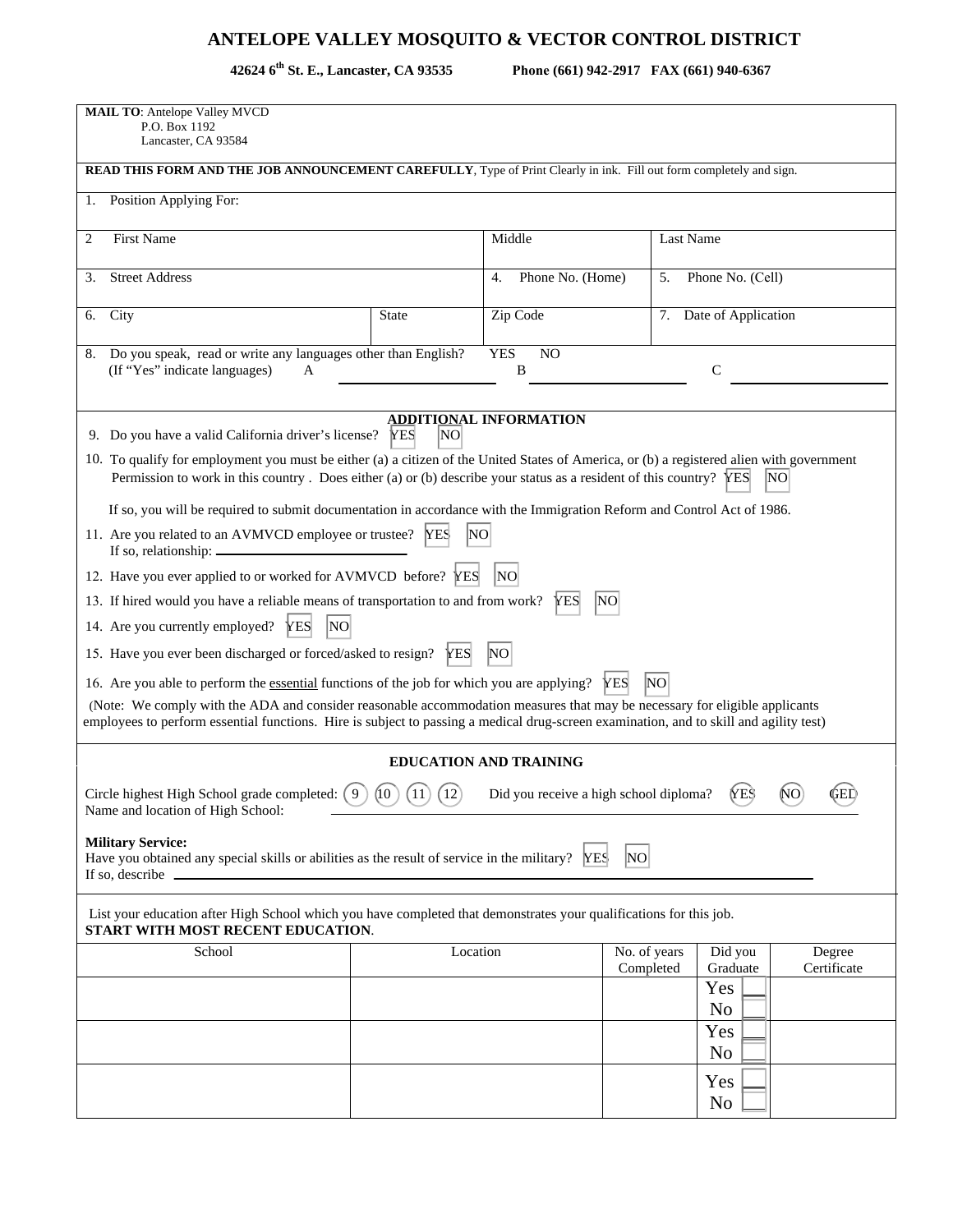# ANTELOPE VALLEY MOSQUITO & VECTOR CONTROL DISTRICT

**42624 6th St. E., Lancaster, CA 93535 Phone (661) 942-2917 FAX (661) 940-6367**

**MAIL TO**: Antelope Valley MVCD
P.O. Box 1192
Lancaster, CA 93584

**READ THIS FORM AND THE JOB ANNOUNCEMENT CAREFULLY**, Type of Print Clearly in ink. Fill out form completely and sign.

| 1. Position Applying For: | | | |
|---|---|---|---|
| 2 First Name | | Middle | Last Name |
| 3. Street Address | | 4. Phone No. (Home) | 5. Phone No. (Cell) |
| 6. City | State | Zip Code | 7. Date of Application |

8. Do you speak, read or write any languages other than English? YES NO
(If "Yes" indicate languages) A ____________ B ____________ C ____________

## ADDITIONAL INFORMATION

9. Do you have a valid California driver's license? YES NO

10. To qualify for employment you must be either (a) a citizen of the United States of America, or (b) a registered alien with government Permission to work in this country . Does either (a) or (b) describe your status as a resident of this country? YES NO

If so, you will be required to submit documentation in accordance with the Immigration Reform and Control Act of 1986.

11. Are you related to an AVMVCD employee or trustee? YES NO
If so, relationship: ____________

12. Have you ever applied to or worked for AVMVCD before? YES NO

13. If hired would you have a reliable means of transportation to and from work? YES NO

14. Are you currently employed? YES NO

15. Have you ever been discharged or forced/asked to resign? YES NO

16. Are you able to perform the essential functions of the job for which you are applying? YES NO

(Note: We comply with the ADA and consider reasonable accommodation measures that may be necessary for eligible applicants employees to perform essential functions. Hire is subject to passing a medical drug-screen examination, and to skill and agility test)

## EDUCATION AND TRAINING

Circle highest High School grade completed: 9 10 11 12 Did you receive a high school diploma? YES NO GED
Name and location of High School: ____________

**Military Service:**
Have you obtained any special skills or abilities as the result of service in the military? YES NO
If so, describe ____________

List your education after High School which you have completed that demonstrates your qualifications for this job.
**START WITH MOST RECENT EDUCATION**.

| School | Location | No. of years Completed | Did you Graduate | Degree Certificate |
|---|---|---|---|---|
| | | | Yes ☐ No ☐ | |
| | | | Yes ☐ No ☐ | |
| | | | Yes ☐ No ☐ | |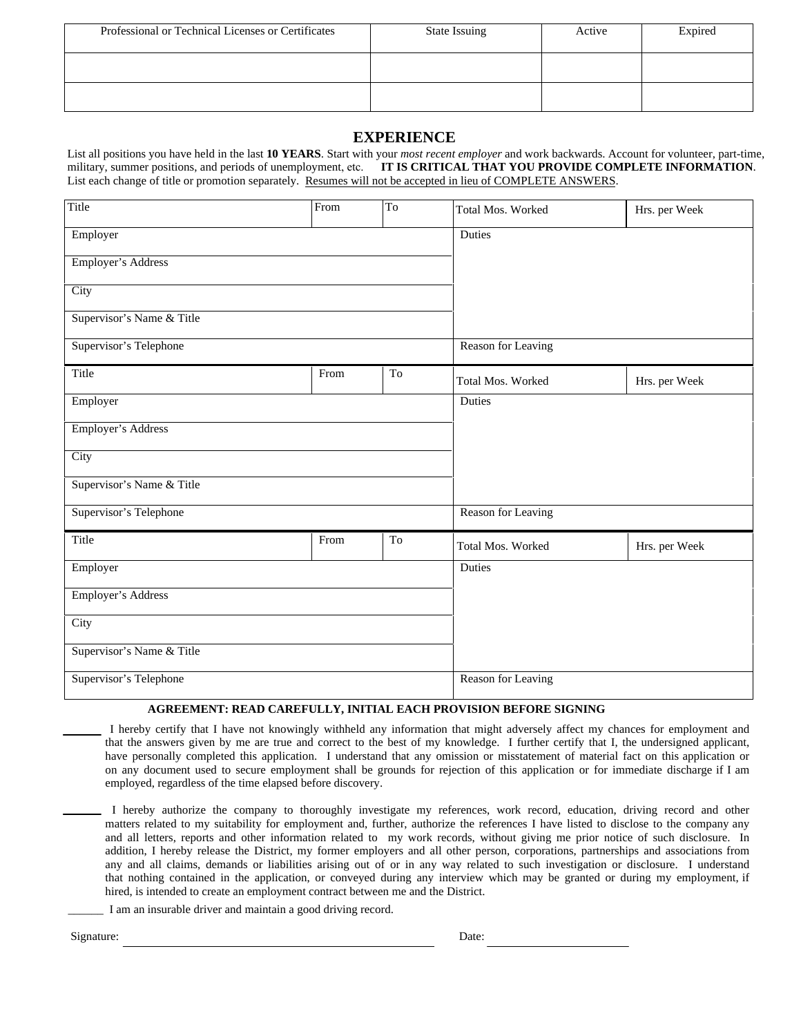| Professional or Technical Licenses or Certificates | State Issuing | Active | Expired |
| --- | --- | --- | --- |
| | | | |
| | | | |

## EXPERIENCE

List all positions you have held in the last **10 YEARS**. Start with your *most recent employer* and work backwards. Account for volunteer, part-time, military, summer positions, and periods of unemployment, etc. **IT IS CRITICAL THAT YOU PROVIDE COMPLETE INFORMATION**. List each change of title or promotion separately. Resumes will not be accepted in lieu of COMPLETE ANSWERS.

| Title | From | To | Total Mos. Worked | Hrs. per Week |
| --- | --- | --- | --- | --- |
| Employer | | | Duties | |
| Employer's Address | | | | |
| City | | | | |
| Supervisor's Name & Title | | | | |
| Supervisor's Telephone | | | Reason for Leaving | |

| Title | From | To | Total Mos. Worked | Hrs. per Week |
| --- | --- | --- | --- | --- |
| Employer | | | Duties | |
| Employer's Address | | | | |
| City | | | | |
| Supervisor's Name & Title | | | | |
| Supervisor's Telephone | | | Reason for Leaving | |

| Title | From | To | Total Mos. Worked | Hrs. per Week |
| --- | --- | --- | --- | --- |
| Employer | | | Duties | |
| Employer's Address | | | | |
| City | | | | |
| Supervisor's Name & Title | | | | |
| Supervisor's Telephone | | | Reason for Leaving | |

**AGREEMENT: READ CAREFULLY, INITIAL EACH PROVISION BEFORE SIGNING**

______ I hereby certify that I have not knowingly withheld any information that might adversely affect my chances for employment and that the answers given by me are true and correct to the best of my knowledge. I further certify that I, the undersigned applicant, have personally completed this application. I understand that any omission or misstatement of material fact on this application or on any document used to secure employment shall be grounds for rejection of this application or for immediate discharge if I am employed, regardless of the time elapsed before discovery.

______ I hereby authorize the company to thoroughly investigate my references, work record, education, driving record and other matters related to my suitability for employment and, further, authorize the references I have listed to disclose to the company any and all letters, reports and other information related to my work records, without giving me prior notice of such disclosure. In addition, I hereby release the District, my former employers and all other person, corporations, partnerships and associations from any and all claims, demands or liabilities arising out of or in any way related to such investigation or disclosure. I understand that nothing contained in the application, or conveyed during any interview which may be granted or during my employment, if hired, is intended to create an employment contract between me and the District.

______ I am an insurable driver and maintain a good driving record.

Signature: ______________________________ Date: ________________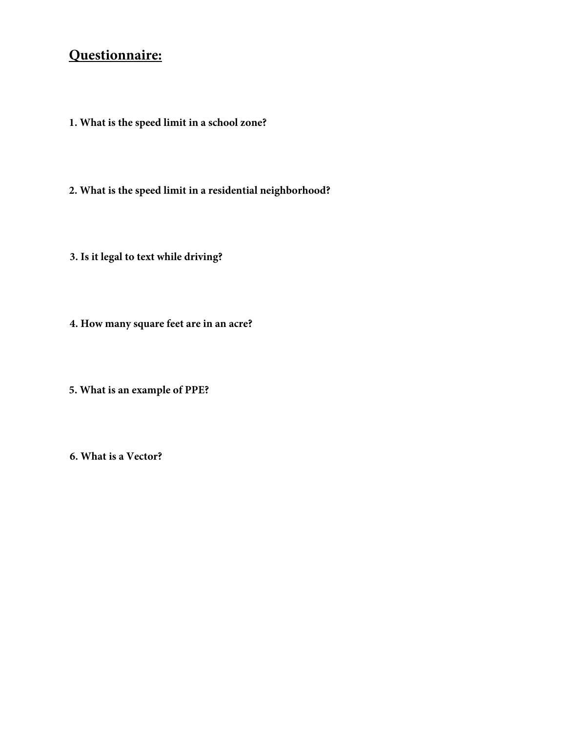# Questionnaire:

**1. What is the speed limit in a school zone?**

**2. What is the speed limit in a residential neighborhood?**

**3. Is it legal to text while driving?**

**4. How many square feet are in an acre?**

**5. What is an example of PPE?**

**6. What is a Vector?**